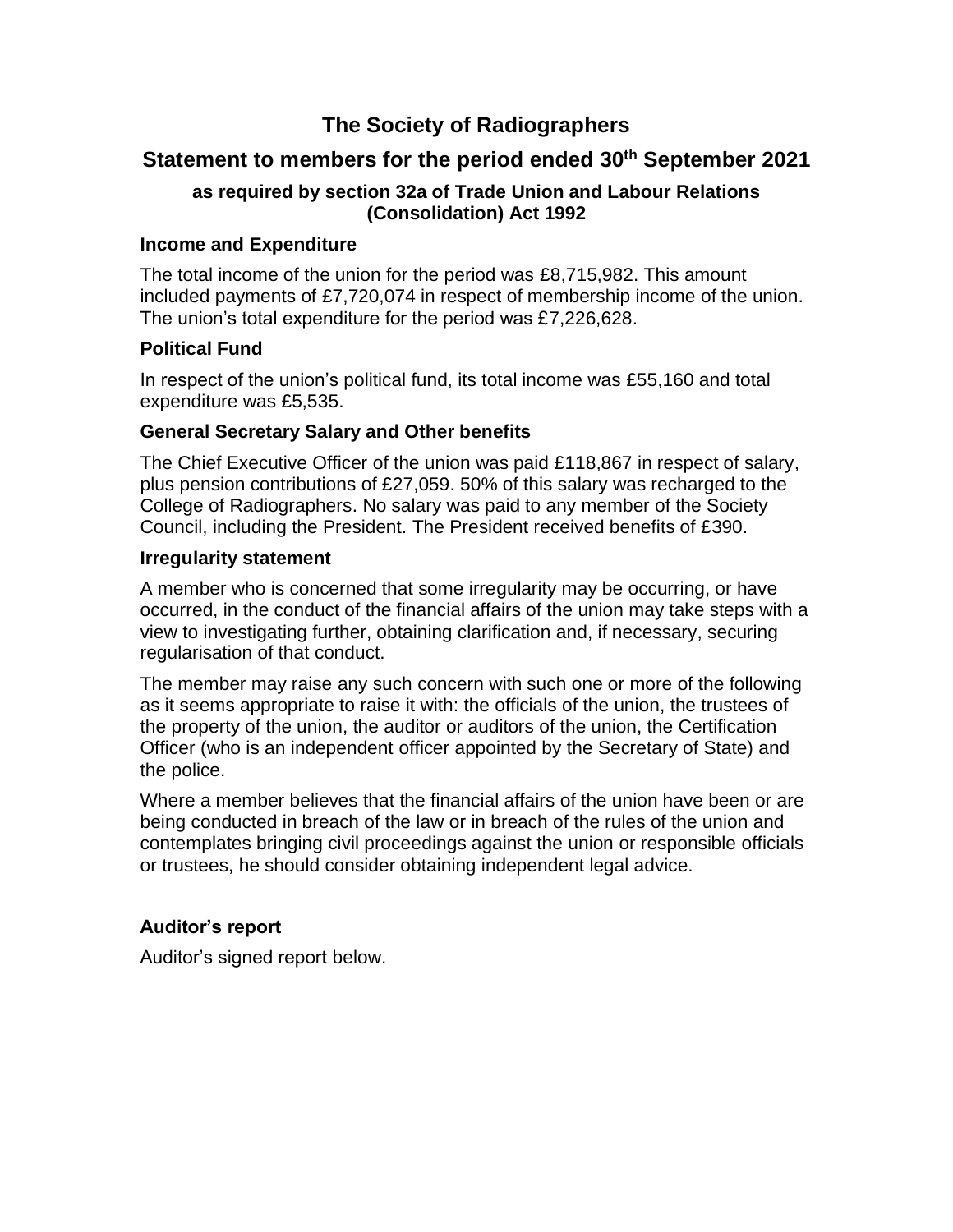# The Society of Radiographers

## Statement to members for the period ended 30th September 2021

### as required by section 32a of Trade Union and Labour Relations (Consolidation) Act 1992

**Income and Expenditure**

The total income of the union for the period was £8,715,982. This amount included payments of £7,720,074 in respect of membership income of the union. The union's total expenditure for the period was £7,226,628.

**Political Fund**

In respect of the union's political fund, its total income was £55,160 and total expenditure was £5,535.

**General Secretary Salary and Other benefits**

The Chief Executive Officer of the union was paid £118,867 in respect of salary, plus pension contributions of £27,059. 50% of this salary was recharged to the College of Radiographers. No salary was paid to any member of the Society Council, including the President. The President received benefits of £390.

**Irregularity statement**

A member who is concerned that some irregularity may be occurring, or have occurred, in the conduct of the financial affairs of the union may take steps with a view to investigating further, obtaining clarification and, if necessary, securing regularisation of that conduct.

The member may raise any such concern with such one or more of the following as it seems appropriate to raise it with: the officials of the union, the trustees of the property of the union, the auditor or auditors of the union, the Certification Officer (who is an independent officer appointed by the Secretary of State) and the police.

Where a member believes that the financial affairs of the union have been or are being conducted in breach of the law or in breach of the rules of the union and contemplates bringing civil proceedings against the union or responsible officials or trustees, he should consider obtaining independent legal advice.

**Auditor's report**

Auditor's signed report below.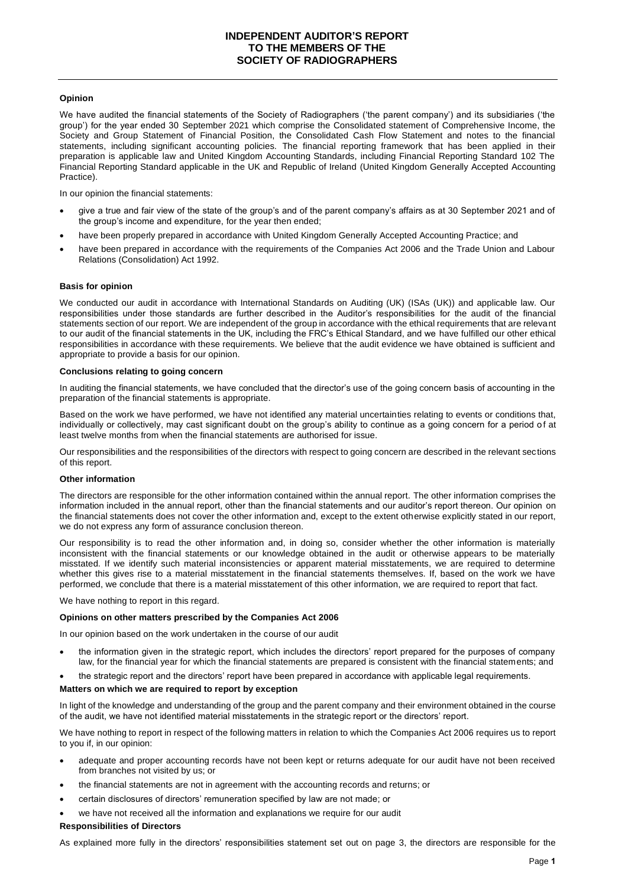# INDEPENDENT AUDITOR'S REPORT TO THE MEMBERS OF THE SOCIETY OF RADIOGRAPHERS

### Opinion

We have audited the financial statements of the Society of Radiographers ('the parent company') and its subsidiaries ('the group') for the year ended 30 September 2021 which comprise the Consolidated statement of Comprehensive Income, the Society and Group Statement of Financial Position, the Consolidated Cash Flow Statement and notes to the financial statements, including significant accounting policies. The financial reporting framework that has been applied in their preparation is applicable law and United Kingdom Accounting Standards, including Financial Reporting Standard 102 The Financial Reporting Standard applicable in the UK and Republic of Ireland (United Kingdom Generally Accepted Accounting Practice).

In our opinion the financial statements:

- give a true and fair view of the state of the group's and of the parent company's affairs as at 30 September 2021 and of the group's income and expenditure, for the year then ended;
- have been properly prepared in accordance with United Kingdom Generally Accepted Accounting Practice; and
- have been prepared in accordance with the requirements of the Companies Act 2006 and the Trade Union and Labour Relations (Consolidation) Act 1992.

### Basis for opinion

We conducted our audit in accordance with International Standards on Auditing (UK) (ISAs (UK)) and applicable law. Our responsibilities under those standards are further described in the Auditor's responsibilities for the audit of the financial statements section of our report. We are independent of the group in accordance with the ethical requirements that are relevant to our audit of the financial statements in the UK, including the FRC's Ethical Standard, and we have fulfilled our other ethical responsibilities in accordance with these requirements. We believe that the audit evidence we have obtained is sufficient and appropriate to provide a basis for our opinion.

### Conclusions relating to going concern

In auditing the financial statements, we have concluded that the director's use of the going concern basis of accounting in the preparation of the financial statements is appropriate.

Based on the work we have performed, we have not identified any material uncertainties relating to events or conditions that, individually or collectively, may cast significant doubt on the group's ability to continue as a going concern for a period of at least twelve months from when the financial statements are authorised for issue.

Our responsibilities and the responsibilities of the directors with respect to going concern are described in the relevant sections of this report.

### Other information

The directors are responsible for the other information contained within the annual report. The other information comprises the information included in the annual report, other than the financial statements and our auditor's report thereon. Our opinion on the financial statements does not cover the other information and, except to the extent otherwise explicitly stated in our report, we do not express any form of assurance conclusion thereon.

Our responsibility is to read the other information and, in doing so, consider whether the other information is materially inconsistent with the financial statements or our knowledge obtained in the audit or otherwise appears to be materially misstated. If we identify such material inconsistencies or apparent material misstatements, we are required to determine whether this gives rise to a material misstatement in the financial statements themselves. If, based on the work we have performed, we conclude that there is a material misstatement of this other information, we are required to report that fact.

We have nothing to report in this regard.

### Opinions on other matters prescribed by the Companies Act 2006

In our opinion based on the work undertaken in the course of our audit

- the information given in the strategic report, which includes the directors' report prepared for the purposes of company law, for the financial year for which the financial statements are prepared is consistent with the financial statements; and
- the strategic report and the directors' report have been prepared in accordance with applicable legal requirements.

### Matters on which we are required to report by exception

In light of the knowledge and understanding of the group and the parent company and their environment obtained in the course of the audit, we have not identified material misstatements in the strategic report or the directors' report.

We have nothing to report in respect of the following matters in relation to which the Companies Act 2006 requires us to report to you if, in our opinion:

- adequate and proper accounting records have not been kept or returns adequate for our audit have not been received from branches not visited by us; or
- the financial statements are not in agreement with the accounting records and returns; or
- certain disclosures of directors' remuneration specified by law are not made; or
- we have not received all the information and explanations we require for our audit

### Responsibilities of Directors

As explained more fully in the directors' responsibilities statement set out on page 3, the directors are responsible for the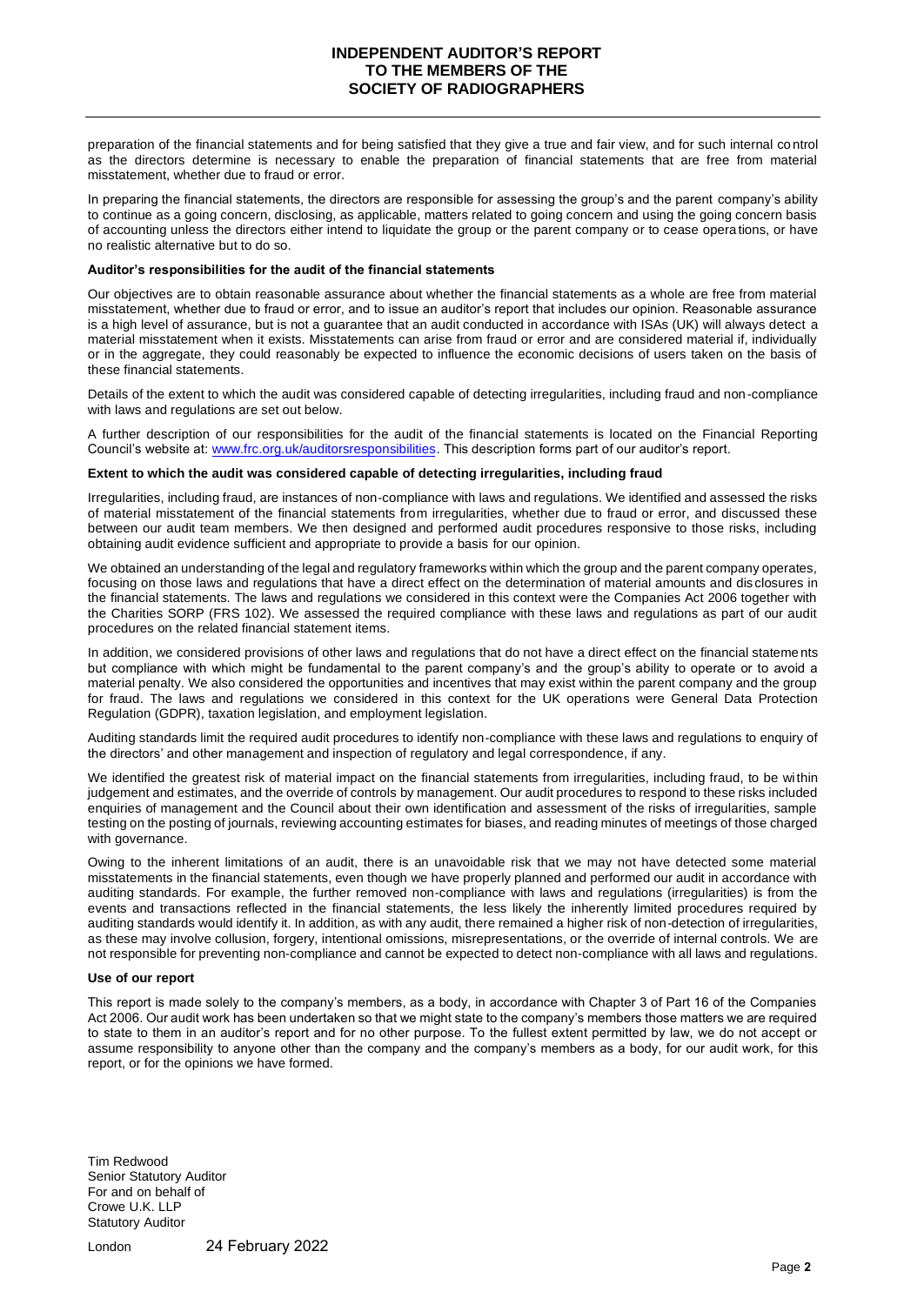preparation of the financial statements and for being satisfied that they give a true and fair view, and for such internal control as the directors determine is necessary to enable the preparation of financial statements that are free from material misstatement, whether due to fraud or error.

In preparing the financial statements, the directors are responsible for assessing the group's and the parent company's ability to continue as a going concern, disclosing, as applicable, matters related to going concern and using the going concern basis of accounting unless the directors either intend to liquidate the group or the parent company or to cease operations, or have no realistic alternative but to do so.

**Auditor's responsibilities for the audit of the financial statements**

Our objectives are to obtain reasonable assurance about whether the financial statements as a whole are free from material misstatement, whether due to fraud or error, and to issue an auditor's report that includes our opinion. Reasonable assurance is a high level of assurance, but is not a guarantee that an audit conducted in accordance with ISAs (UK) will always detect a material misstatement when it exists. Misstatements can arise from fraud or error and are considered material if, individually or in the aggregate, they could reasonably be expected to influence the economic decisions of users taken on the basis of these financial statements.

Details of the extent to which the audit was considered capable of detecting irregularities, including fraud and non-compliance with laws and regulations are set out below.

A further description of our responsibilities for the audit of the financial statements is located on the Financial Reporting Council's website at: www.frc.org.uk/auditorsresponsibilities. This description forms part of our auditor's report.

**Extent to which the audit was considered capable of detecting irregularities, including fraud**

Irregularities, including fraud, are instances of non-compliance with laws and regulations. We identified and assessed the risks of material misstatement of the financial statements from irregularities, whether due to fraud or error, and discussed these between our audit team members. We then designed and performed audit procedures responsive to those risks, including obtaining audit evidence sufficient and appropriate to provide a basis for our opinion.

We obtained an understanding of the legal and regulatory frameworks within which the group and the parent company operates, focusing on those laws and regulations that have a direct effect on the determination of material amounts and disclosures in the financial statements. The laws and regulations we considered in this context were the Companies Act 2006 together with the Charities SORP (FRS 102). We assessed the required compliance with these laws and regulations as part of our audit procedures on the related financial statement items.

In addition, we considered provisions of other laws and regulations that do not have a direct effect on the financial statements but compliance with which might be fundamental to the parent company's and the group's ability to operate or to avoid a material penalty. We also considered the opportunities and incentives that may exist within the parent company and the group for fraud. The laws and regulations we considered in this context for the UK operations were General Data Protection Regulation (GDPR), taxation legislation, and employment legislation.

Auditing standards limit the required audit procedures to identify non-compliance with these laws and regulations to enquiry of the directors' and other management and inspection of regulatory and legal correspondence, if any.

We identified the greatest risk of material impact on the financial statements from irregularities, including fraud, to be within judgement and estimates, and the override of controls by management. Our audit procedures to respond to these risks included enquiries of management and the Council about their own identification and assessment of the risks of irregularities, sample testing on the posting of journals, reviewing accounting estimates for biases, and reading minutes of meetings of those charged with governance.

Owing to the inherent limitations of an audit, there is an unavoidable risk that we may not have detected some material misstatements in the financial statements, even though we have properly planned and performed our audit in accordance with auditing standards. For example, the further removed non-compliance with laws and regulations (irregularities) is from the events and transactions reflected in the financial statements, the less likely the inherently limited procedures required by auditing standards would identify it. In addition, as with any audit, there remained a higher risk of non-detection of irregularities, as these may involve collusion, forgery, intentional omissions, misrepresentations, or the override of internal controls. We are not responsible for preventing non-compliance and cannot be expected to detect non-compliance with all laws and regulations.

**Use of our report**

This report is made solely to the company's members, as a body, in accordance with Chapter 3 of Part 16 of the Companies Act 2006. Our audit work has been undertaken so that we might state to the company's members those matters we are required to state to them in an auditor's report and for no other purpose. To the fullest extent permitted by law, we do not accept or assume responsibility to anyone other than the company and the company's members as a body, for our audit work, for this report, or for the opinions we have formed.

Tim Redwood
Senior Statutory Auditor
For and on behalf of
Crowe U.K. LLP
Statutory Auditor

London 24 February 2022